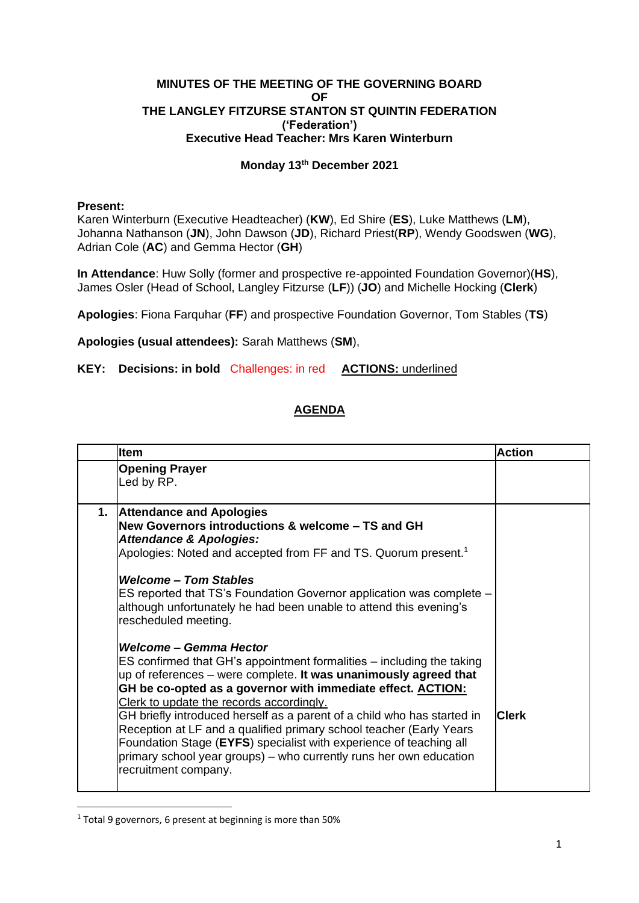**MINUTES OF THE MEETING OF THE GOVERNING BOARD**
**OF**
**THE LANGLEY FITZURSE STANTON ST QUINTIN FEDERATION**
**('Federation')**
**Executive Head Teacher: Mrs Karen Winterburn**

**Monday 13th December 2021**

**Present:**
Karen Winterburn (Executive Headteacher) (**KW**), Ed Shire (**ES**), Luke Matthews (**LM**), Johanna Nathanson (**JN**), John Dawson (**JD**), Richard Priest(**RP**), Wendy Goodswen (**WG**), Adrian Cole (**AC**) and Gemma Hector (**GH**)

**In Attendance**: Huw Solly (former and prospective re-appointed Foundation Governor)(**HS**), James Osler (Head of School, Langley Fitzurse (**LF**)) (**JO**) and Michelle Hocking (**Clerk**)

**Apologies**: Fiona Farquhar (**FF**) and prospective Foundation Governor, Tom Stables (**TS**)

**Apologies (usual attendees):** Sarah Matthews (**SM**),

**KEY:** **Decisions: in bold** Challenges: in red **ACTIONS:** underlined

## AGENDA

| | Item | Action |
|---|---|---|
| | **Opening Prayer**<br>Led by RP. | |
| **1.** | **Attendance and Apologies**<br>**New Governors introductions & welcome – TS and GH**<br>***Attendance & Apologies:***<br>Apologies: Noted and accepted from FF and TS. Quorum present.[1]<br><br>***Welcome – Tom Stables***<br>ES reported that TS's Foundation Governor application was complete – although unfortunately he had been unable to attend this evening's rescheduled meeting.<br><br>***Welcome – Gemma Hector***<br>ES confirmed that GH's appointment formalities – including the taking up of references – were complete. **It was unanimously agreed that GH be co-opted as a governor with immediate effect.** **ACTION:** Clerk to update the records accordingly.<br>GH briefly introduced herself as a parent of a child who has started in Reception at LF and a qualified primary school teacher (Early Years Foundation Stage (**EYFS**) specialist with experience of teaching all primary school year groups) – who currently runs her own education recruitment company. | **Clerk** |

[1] Total 9 governors, 6 present at beginning is more than 50%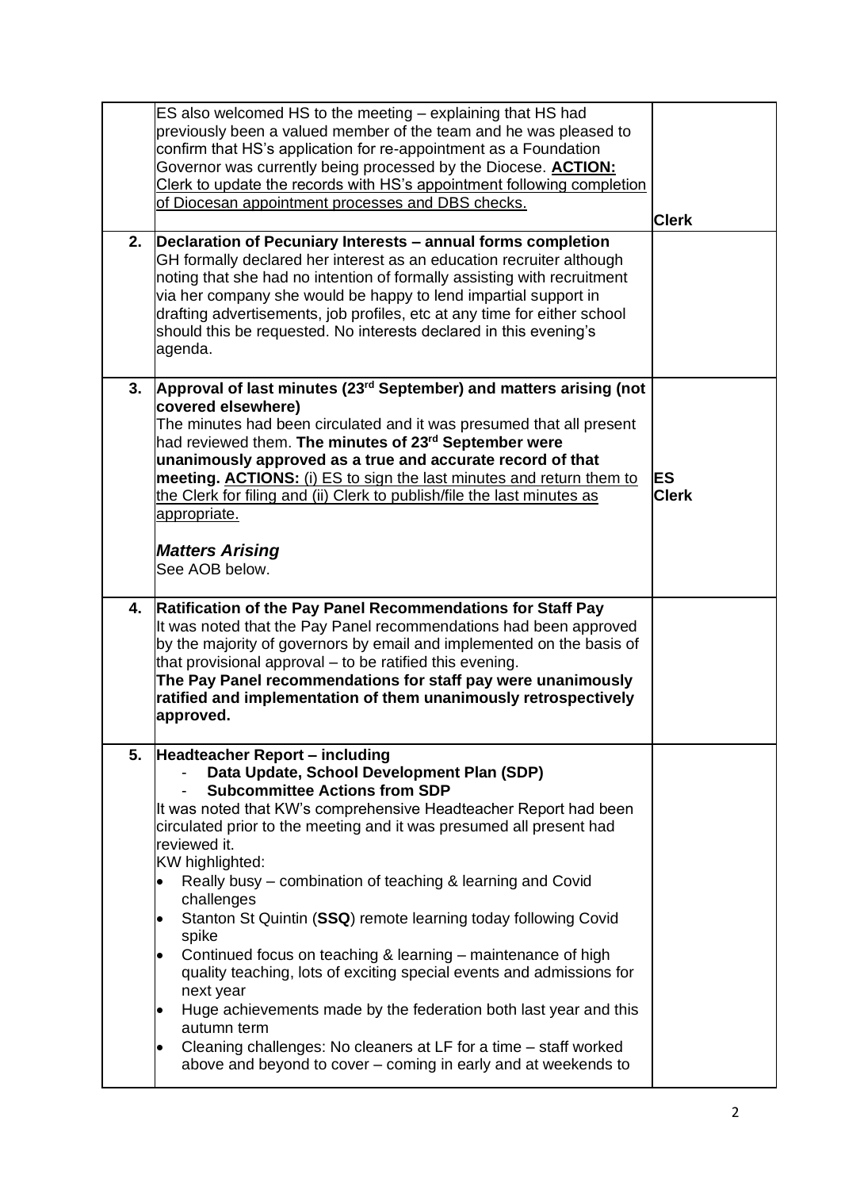| | | |
|---|---|---|
| | ES also welcomed HS to the meeting – explaining that HS had previously been a valued member of the team and he was pleased to confirm that HS's application for re-appointment as a Foundation Governor was currently being processed by the Diocese. <u>**ACTION:** Clerk to update the records with HS's appointment following completion of Diocesan appointment processes and DBS checks.</u> | **Clerk** |
| **2.** | **Declaration of Pecuniary Interests – annual forms completion**<br>GH formally declared her interest as an education recruiter although noting that she had no intention of formally assisting with recruitment via her company she would be happy to lend impartial support in drafting advertisements, job profiles, etc at any time for either school should this be requested. No interests declared in this evening's agenda. | |
| **3.** | **Approval of last minutes (23rd September) and matters arising (not covered elsewhere)**<br>The minutes had been circulated and it was presumed that all present had reviewed them. **The minutes of 23rd September were unanimously approved as a true and accurate record of that meeting.** <u>**ACTIONS:** (i) ES to sign the last minutes and return them to the Clerk for filing and (ii) Clerk to publish/file the last minutes as appropriate.</u><br><br>***Matters Arising***<br>See AOB below. | **ES**<br>**Clerk** |
| **4.** | **Ratification of the Pay Panel Recommendations for Staff Pay**<br>It was noted that the Pay Panel recommendations had been approved by the majority of governors by email and implemented on the basis of that provisional approval – to be ratified this evening.<br>**The Pay Panel recommendations for staff pay were unanimously ratified and implementation of them unanimously retrospectively approved.** | |
| **5.** | **Headteacher Report – including**<br>- **Data Update, School Development Plan (SDP)**<br>- **Subcommittee Actions from SDP**<br>It was noted that KW's comprehensive Headteacher Report had been circulated prior to the meeting and it was presumed all present had reviewed it.<br>KW highlighted:<br>• Really busy – combination of teaching & learning and Covid challenges<br>• Stanton St Quintin (**SSQ**) remote learning today following Covid spike<br>• Continued focus on teaching & learning – maintenance of high quality teaching, lots of exciting special events and admissions for next year<br>• Huge achievements made by the federation both last year and this autumn term<br>• Cleaning challenges: No cleaners at LF for a time – staff worked above and beyond to cover – coming in early and at weekends to | |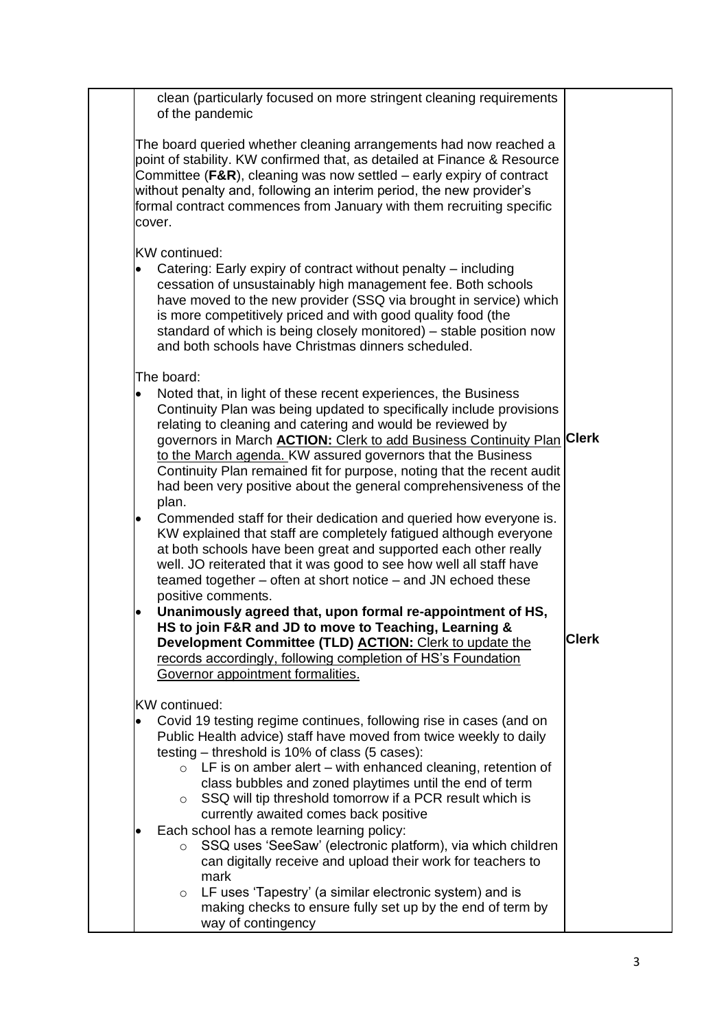| | | |
|---|---|---|
| | clean (particularly focused on more stringent cleaning requirements of the pandemic<br><br>The board queried whether cleaning arrangements had now reached a point of stability. KW confirmed that, as detailed at Finance & Resource Committee (**F&R**), cleaning was now settled – early expiry of contract without penalty and, following an interim period, the new provider's formal contract commences from January with them recruiting specific cover.<br><br>KW continued:<br>• Catering: Early expiry of contract without penalty – including cessation of unsustainably high management fee. Both schools have moved to the new provider (SSQ via brought in service) which is more competitively priced and with good quality food (the standard of which is being closely monitored) – stable position now and both schools have Christmas dinners scheduled.<br><br>The board:<br>• Noted that, in light of these recent experiences, the Business Continuity Plan was being updated to specifically include provisions relating to cleaning and catering and would be reviewed by governors in March **<u>ACTION:</u>** <u>Clerk to add Business Continuity Plan to the March agenda.</u> KW assured governors that the Business Continuity Plan remained fit for purpose, noting that the recent audit had been very positive about the general comprehensiveness of the plan.<br>• Commended staff for their dedication and queried how everyone is. KW explained that staff are completely fatigued although everyone at both schools have been great and supported each other really well. JO reiterated that it was good to see how well all staff have teamed together – often at short notice – and JN echoed these positive comments.<br>• **Unanimously agreed that, upon formal re-appointment of HS, HS to join F&R and JD to move to Teaching, Learning & Development Committee (TLD) <u>ACTION:</u>** <u>Clerk to update the records accordingly, following completion of HS's Foundation Governor appointment formalities.</u><br><br>KW continued:<br>• Covid 19 testing regime continues, following rise in cases (and on Public Health advice) staff have moved from twice weekly to daily testing – threshold is 10% of class (5 cases):<br>&nbsp;&nbsp;&nbsp;&nbsp;○ LF is on amber alert – with enhanced cleaning, retention of class bubbles and zoned playtimes until the end of term<br>&nbsp;&nbsp;&nbsp;&nbsp;○ SSQ will tip threshold tomorrow if a PCR result which is currently awaited comes back positive<br>• Each school has a remote learning policy:<br>&nbsp;&nbsp;&nbsp;&nbsp;○ SSQ uses 'SeeSaw' (electronic platform), via which children can digitally receive and upload their work for teachers to mark<br>&nbsp;&nbsp;&nbsp;&nbsp;○ LF uses 'Tapestry' (a similar electronic system) and is making checks to ensure fully set up by the end of term by way of contingency | **Clerk**<br><br>**Clerk** |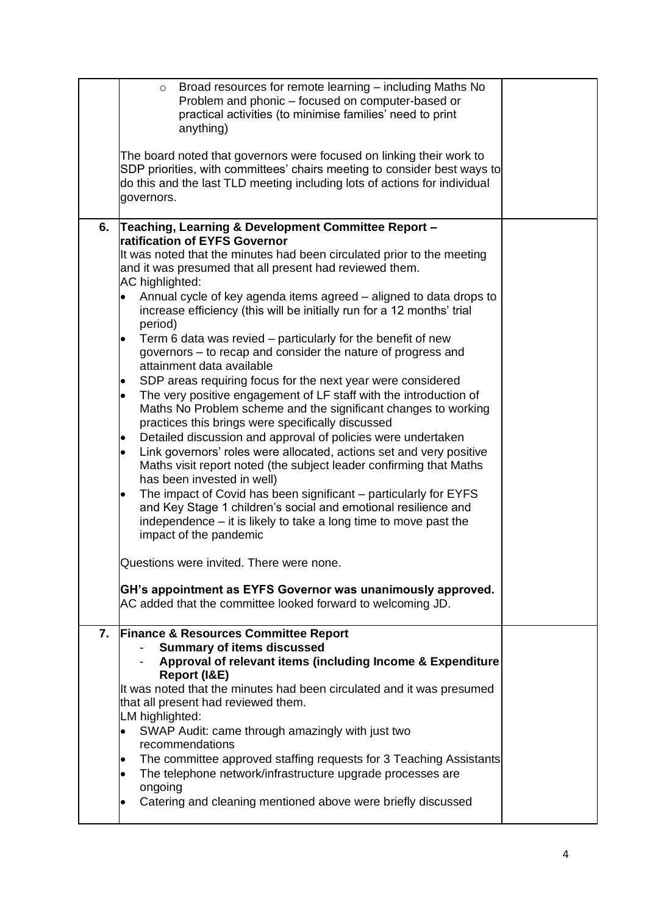| | | |
|---|---|---|
| | ◦ Broad resources for remote learning – including Maths No Problem and phonic – focused on computer-based or practical activities (to minimise families' need to print anything)<br><br>The board noted that governors were focused on linking their work to SDP priorities, with committees' chairs meeting to consider best ways to do this and the last TLD meeting including lots of actions for individual governors. | |
| **6.** | **Teaching, Learning & Development Committee Report – ratification of EYFS Governor**<br>It was noted that the minutes had been circulated prior to the meeting and it was presumed that all present had reviewed them.<br>AC highlighted:<br>• Annual cycle of key agenda items agreed – aligned to data drops to increase efficiency (this will be initially run for a 12 months' trial period)<br>• Term 6 data was revied – particularly for the benefit of new governors – to recap and consider the nature of progress and attainment data available<br>• SDP areas requiring focus for the next year were considered<br>• The very positive engagement of LF staff with the introduction of Maths No Problem scheme and the significant changes to working practices this brings were specifically discussed<br>• Detailed discussion and approval of policies were undertaken<br>• Link governors' roles were allocated, actions set and very positive Maths visit report noted (the subject leader confirming that Maths has been invested in well)<br>• The impact of Covid has been significant – particularly for EYFS and Key Stage 1 children's social and emotional resilience and independence – it is likely to take a long time to move past the impact of the pandemic<br><br>Questions were invited. There were none.<br><br>**GH's appointment as EYFS Governor was unanimously approved.**<br>AC added that the committee looked forward to welcoming JD. | |
| **7.** | **Finance & Resources Committee Report**<br>- **Summary of items discussed**<br>- **Approval of relevant items (including Income & Expenditure Report (I&E)**<br>It was noted that the minutes had been circulated and it was presumed that all present had reviewed them.<br>LM highlighted:<br>• SWAP Audit: came through amazingly with just two recommendations<br>• The committee approved staffing requests for 3 Teaching Assistants<br>• The telephone network/infrastructure upgrade processes are ongoing<br>• Catering and cleaning mentioned above were briefly discussed | |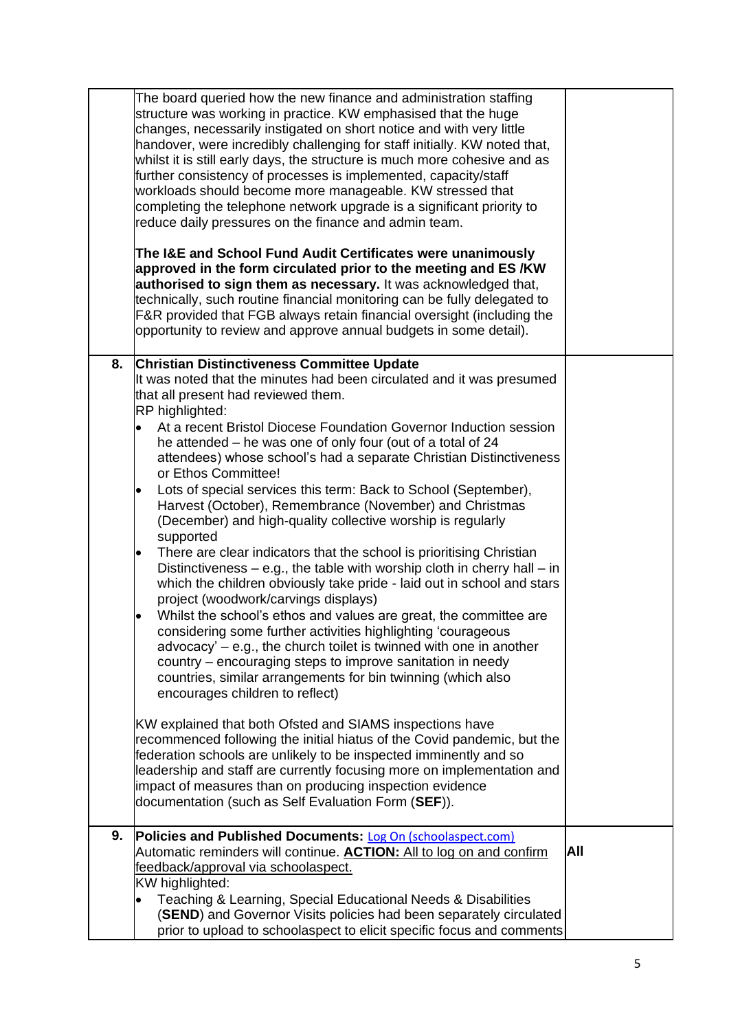| | | |
|---|---|---|
| | The board queried how the new finance and administration staffing structure was working in practice. KW emphasised that the huge changes, necessarily instigated on short notice and with very little handover, were incredibly challenging for staff initially. KW noted that, whilst it is still early days, the structure is much more cohesive and as further consistency of processes is implemented, capacity/staff workloads should become more manageable. KW stressed that completing the telephone network upgrade is a significant priority to reduce daily pressures on the finance and admin team.<br><br>**The I&E and School Fund Audit Certificates were unanimously approved in the form circulated prior to the meeting and ES /KW authorised to sign them as necessary.** It was acknowledged that, technically, such routine financial monitoring can be fully delegated to F&R provided that FGB always retain financial oversight (including the opportunity to review and approve annual budgets in some detail). | |
| **8.** | **Christian Distinctiveness Committee Update**<br>It was noted that the minutes had been circulated and it was presumed that all present had reviewed them.<br>RP highlighted:<br>• At a recent Bristol Diocese Foundation Governor Induction session he attended – he was one of only four (out of a total of 24 attendees) whose school's had a separate Christian Distinctiveness or Ethos Committee!<br>• Lots of special services this term: Back to School (September), Harvest (October), Remembrance (November) and Christmas (December) and high-quality collective worship is regularly supported<br>• There are clear indicators that the school is prioritising Christian Distinctiveness – e.g., the table with worship cloth in cherry hall – in which the children obviously take pride - laid out in school and stars project (woodwork/carvings displays)<br>• Whilst the school's ethos and values are great, the committee are considering some further activities highlighting 'courageous advocacy' – e.g., the church toilet is twinned with one in another country – encouraging steps to improve sanitation in needy countries, similar arrangements for bin twinning (which also encourages children to reflect)<br><br>KW explained that both Ofsted and SIAMS inspections have recommenced following the initial hiatus of the Covid pandemic, but the federation schools are unlikely to be inspected imminently and so leadership and staff are currently focusing more on implementation and impact of measures than on producing inspection evidence documentation (such as Self Evaluation Form (**SEF**)). | |
| **9.** | **Policies and Published Documents:** [Log On (schoolaspect.com)](schoolaspect.com)<br>Automatic reminders will continue. **ACTION:** All to log on and confirm feedback/approval via schoolaspect.<br>KW highlighted:<br>• Teaching & Learning, Special Educational Needs & Disabilities (**SEND**) and Governor Visits policies had been separately circulated prior to upload to schoolaspect to elicit specific focus and comments | **All** |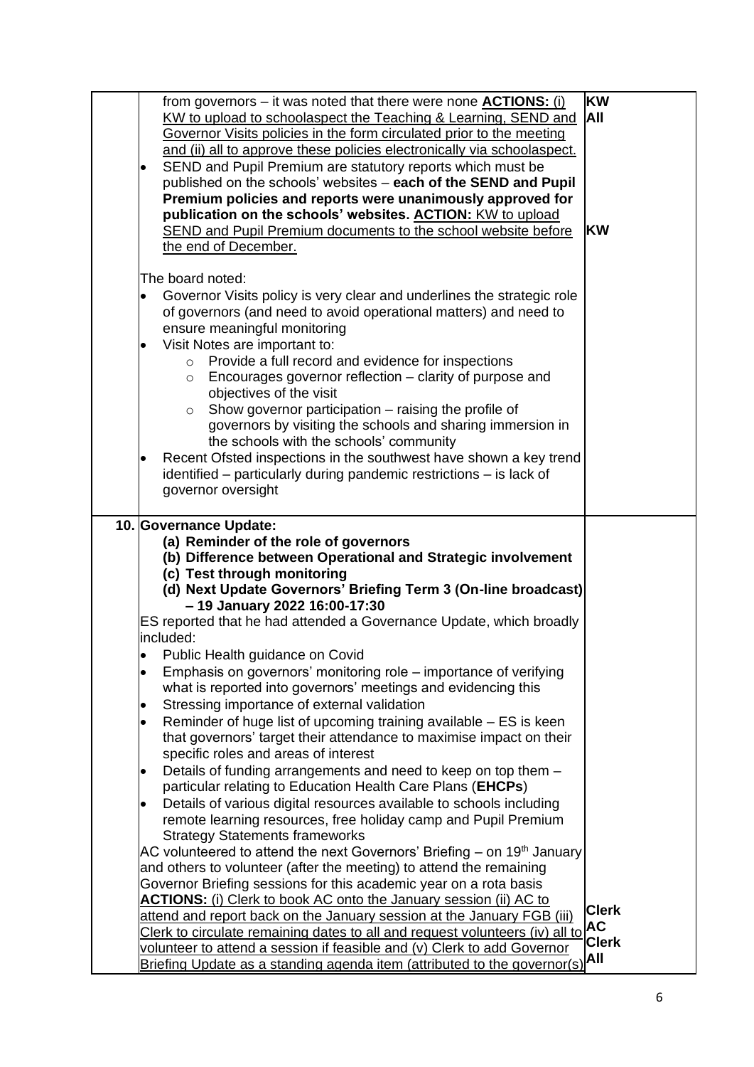| | | |
|---|---|---|
| | from governors – it was noted that there were none **ACTIONS:** (i) KW to upload to schoolaspect the Teaching & Learning, SEND and Governor Visits policies in the form circulated prior to the meeting and (ii) all to approve these policies electronically via schoolaspect.<br>• SEND and Pupil Premium are statutory reports which must be published on the schools' websites – **each of the SEND and Pupil Premium policies and reports were unanimously approved for publication on the schools' websites. ACTION:** KW to upload SEND and Pupil Premium documents to the school website before the end of December.<br><br>The board noted:<br>• Governor Visits policy is very clear and underlines the strategic role of governors (and need to avoid operational matters) and need to ensure meaningful monitoring<br>• Visit Notes are important to:<br>  ○ Provide a full record and evidence for inspections<br>  ○ Encourages governor reflection – clarity of purpose and objectives of the visit<br>  ○ Show governor participation – raising the profile of governors by visiting the schools and sharing immersion in the schools with the schools' community<br>• Recent Ofsted inspections in the southwest have shown a key trend identified – particularly during pandemic restrictions – is lack of governor oversight | **KW**<br>**All**<br><br><br><br><br><br>**KW** |
| **10.** | **Governance Update:**<br>**(a) Reminder of the role of governors**<br>**(b) Difference between Operational and Strategic involvement**<br>**(c) Test through monitoring**<br>**(d) Next Update Governors' Briefing Term 3 (On-line broadcast) – 19 January 2022 16:00-17:30**<br>ES reported that he had attended a Governance Update, which broadly included:<br>• Public Health guidance on Covid<br>• Emphasis on governors' monitoring role – importance of verifying what is reported into governors' meetings and evidencing this<br>• Stressing importance of external validation<br>• Reminder of huge list of upcoming training available – ES is keen that governors' target their attendance to maximise impact on their specific roles and areas of interest<br>• Details of funding arrangements and need to keep on top them – particular relating to Education Health Care Plans (**EHCPs**)<br>• Details of various digital resources available to schools including remote learning resources, free holiday camp and Pupil Premium Strategy Statements frameworks<br>AC volunteered to attend the next Governors' Briefing – on 19th January and others to volunteer (after the meeting) to attend the remaining Governor Briefing sessions for this academic year on a rota basis<br>**ACTIONS:** (i) Clerk to book AC onto the January session (ii) AC to attend and report back on the January session at the January FGB (iii) Clerk to circulate remaining dates to all and request volunteers (iv) all to volunteer to attend a session if feasible and (v) Clerk to add Governor Briefing Update as a standing agenda item (attributed to the governor(s) | <br><br><br><br><br><br><br><br><br><br><br><br><br><br><br><br><br><br>**Clerk**<br>**AC**<br>**Clerk**<br>**All** |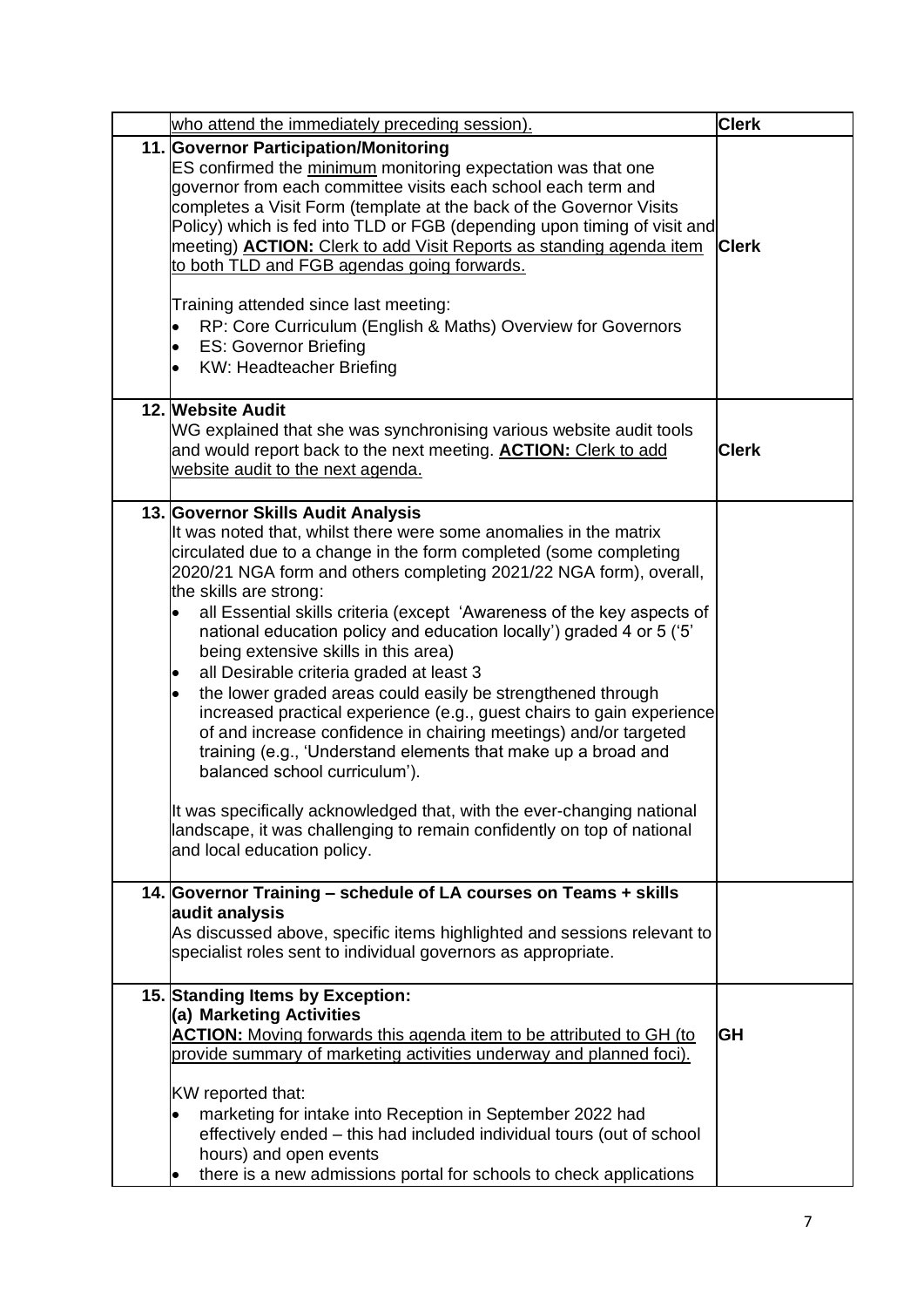| | | |
|---|---|---|
| | who attend the immediately preceding session). | **Clerk** |
| **11.** | **Governor Participation/Monitoring**<br>ES confirmed the minimum monitoring expectation was that one governor from each committee visits each school each term and completes a Visit Form (template at the back of the Governor Visits Policy) which is fed into TLD or FGB (depending upon timing of visit and meeting) **ACTION:** Clerk to add Visit Reports as standing agenda item to both TLD and FGB agendas going forwards.<br><br>Training attended since last meeting:<br>• RP: Core Curriculum (English & Maths) Overview for Governors<br>• ES: Governor Briefing<br>• KW: Headteacher Briefing | **Clerk** |
| **12.** | **Website Audit**<br>WG explained that she was synchronising various website audit tools and would report back to the next meeting. **ACTION:** Clerk to add website audit to the next agenda. | **Clerk** |
| **13.** | **Governor Skills Audit Analysis**<br>It was noted that, whilst there were some anomalies in the matrix circulated due to a change in the form completed (some completing 2020/21 NGA form and others completing 2021/22 NGA form), overall, the skills are strong:<br>• all Essential skills criteria (except 'Awareness of the key aspects of national education policy and education locally') graded 4 or 5 ('5' being extensive skills in this area)<br>• all Desirable criteria graded at least 3<br>• the lower graded areas could easily be strengthened through increased practical experience (e.g., guest chairs to gain experience of and increase confidence in chairing meetings) and/or targeted training (e.g., 'Understand elements that make up a broad and balanced school curriculum').<br><br>It was specifically acknowledged that, with the ever-changing national landscape, it was challenging to remain confidently on top of national and local education policy. | |
| **14.** | **Governor Training – schedule of LA courses on Teams + skills audit analysis**<br>As discussed above, specific items highlighted and sessions relevant to specialist roles sent to individual governors as appropriate. | |
| **15.** | **Standing Items by Exception:**<br>**(a) Marketing Activities**<br>**ACTION:** Moving forwards this agenda item to be attributed to GH (to provide summary of marketing activities underway and planned foci).<br><br>KW reported that:<br>• marketing for intake into Reception in September 2022 had effectively ended – this had included individual tours (out of school hours) and open events<br>• there is a new admissions portal for schools to check applications | **GH** |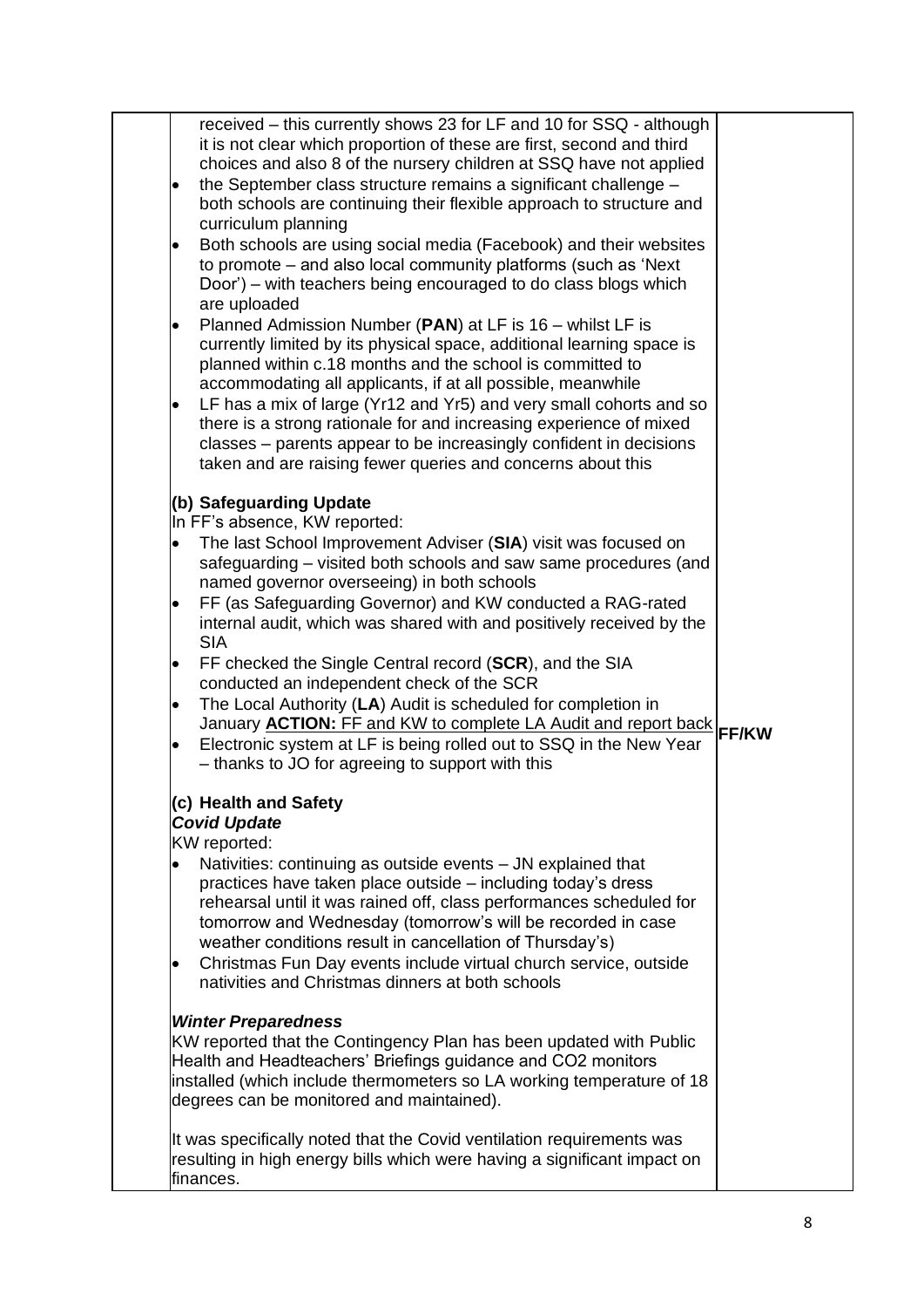| | Content | Action |
|---|---|---|
| | received – this currently shows 23 for LF and 10 for SSQ - although it is not clear which proportion of these are first, second and third choices and also 8 of the nursery children at SSQ have not applied<br>• the September class structure remains a significant challenge – both schools are continuing their flexible approach to structure and curriculum planning<br>• Both schools are using social media (Facebook) and their websites to promote – and also local community platforms (such as 'Next Door') – with teachers being encouraged to do class blogs which are uploaded<br>• Planned Admission Number (**PAN**) at LF is 16 – whilst LF is currently limited by its physical space, additional learning space is planned within c.18 months and the school is committed to accommodating all applicants, if at all possible, meanwhile<br>• LF has a mix of large (Yr12 and Yr5) and very small cohorts and so there is a strong rationale for and increasing experience of mixed classes – parents appear to be increasingly confident in decisions taken and are raising fewer queries and concerns about this<br><br>**(b) Safeguarding Update**<br>In FF's absence, KW reported:<br>• The last School Improvement Adviser (**SIA**) visit was focused on safeguarding – visited both schools and saw same procedures (and named governor overseeing) in both schools<br>• FF (as Safeguarding Governor) and KW conducted a RAG-rated internal audit, which was shared with and positively received by the SIA<br>• FF checked the Single Central record (**SCR**), and the SIA conducted an independent check of the SCR<br>• The Local Authority (**LA**) Audit is scheduled for completion in January **ACTION:** FF and KW to complete LA Audit and report back<br>• Electronic system at LF is being rolled out to SSQ in the New Year – thanks to JO for agreeing to support with this<br><br>**(c) Health and Safety**<br>***Covid Update***<br>KW reported:<br>• Nativities: continuing as outside events – JN explained that practices have taken place outside – including today's dress rehearsal until it was rained off, class performances scheduled for tomorrow and Wednesday (tomorrow's will be recorded in case weather conditions result in cancellation of Thursday's)<br>• Christmas Fun Day events include virtual church service, outside nativities and Christmas dinners at both schools<br><br>***Winter Preparedness***<br>KW reported that the Contingency Plan has been updated with Public Health and Headteachers' Briefings guidance and CO2 monitors installed (which include thermometers so LA working temperature of 18 degrees can be monitored and maintained).<br><br>It was specifically noted that the Covid ventilation requirements was resulting in high energy bills which were having a significant impact on finances. | **FF/KW** |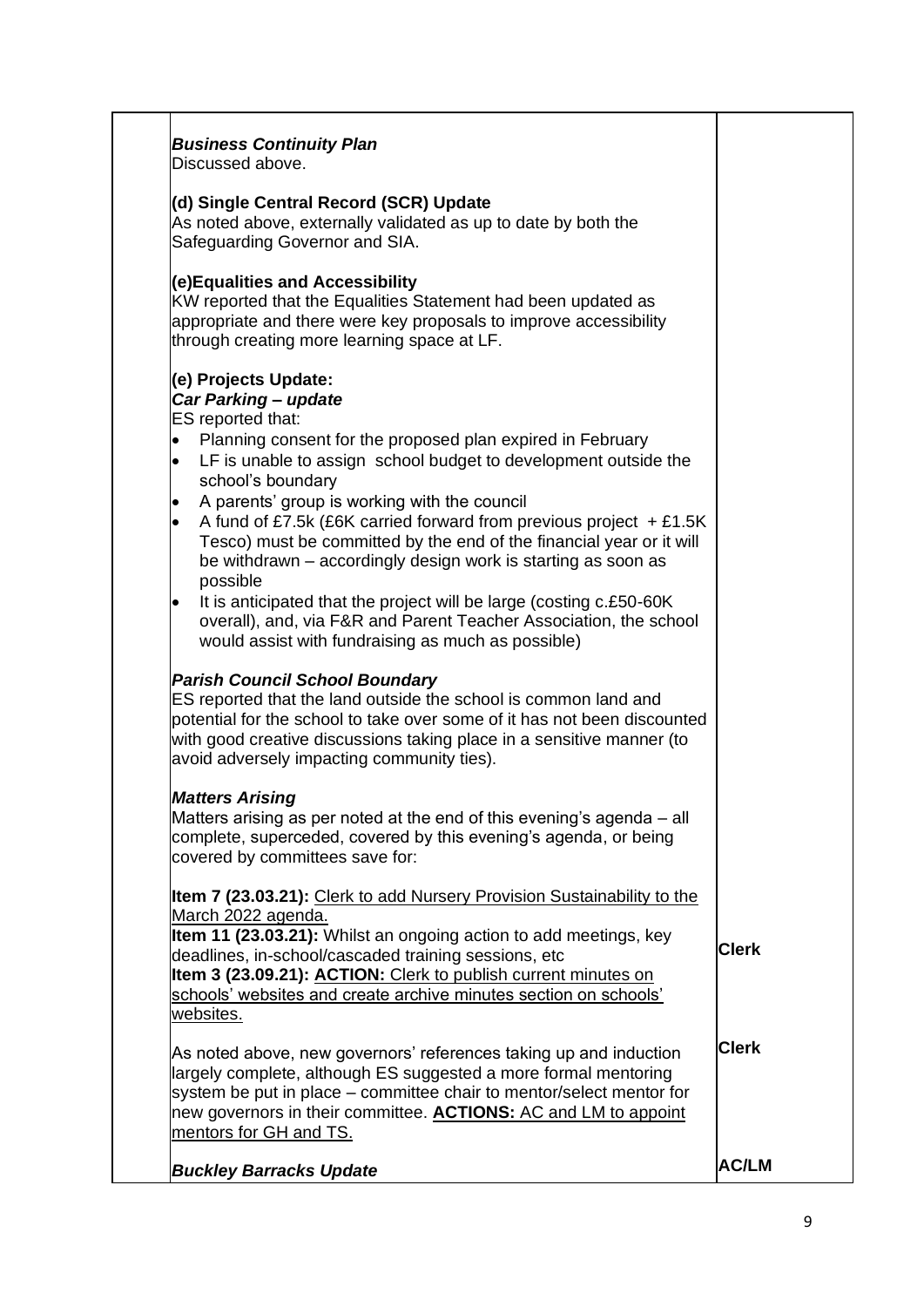| | | |
|---|---|---|
| | ***Business Continuity Plan***<br>Discussed above.<br><br>**(d) Single Central Record (SCR) Update**<br>As noted above, externally validated as up to date by both the Safeguarding Governor and SIA.<br><br>**(e)Equalities and Accessibility**<br>KW reported that the Equalities Statement had been updated as appropriate and there were key proposals to improve accessibility through creating more learning space at LF.<br><br>**(e) Projects Update:**<br>***Car Parking – update***<br>ES reported that:<br>• Planning consent for the proposed plan expired in February<br>• LF is unable to assign school budget to development outside the school's boundary<br>• A parents' group is working with the council<br>• A fund of £7.5k (£6K carried forward from previous project + £1.5K Tesco) must be committed by the end of the financial year or it will be withdrawn – accordingly design work is starting as soon as possible<br>• It is anticipated that the project will be large (costing c.£50-60K overall), and, via F&R and Parent Teacher Association, the school would assist with fundraising as much as possible)<br><br>***Parish Council School Boundary***<br>ES reported that the land outside the school is common land and potential for the school to take over some of it has not been discounted with good creative discussions taking place in a sensitive manner (to avoid adversely impacting community ties).<br><br>***Matters Arising***<br>Matters arising as per noted at the end of this evening's agenda – all complete, superceded, covered by this evening's agenda, or being covered by committees save for:<br><br>**Item 7 (23.03.21):** Clerk to add Nursery Provision Sustainability to the March 2022 agenda.<br>**Item 11 (23.03.21):** Whilst an ongoing action to add meetings, key deadlines, in-school/cascaded training sessions, etc<br>**Item 3 (23.09.21): ACTION:** Clerk to publish current minutes on schools' websites and create archive minutes section on schools' websites.<br><br>As noted above, new governors' references taking up and induction largely complete, although ES suggested a more formal mentoring system be put in place – committee chair to mentor/select mentor for new governors in their committee. **ACTIONS:** AC and LM to appoint mentors for GH and TS.<br><br>***Buckley Barracks Update*** | **Clerk**<br><br>**Clerk**<br><br>**AC/LM** |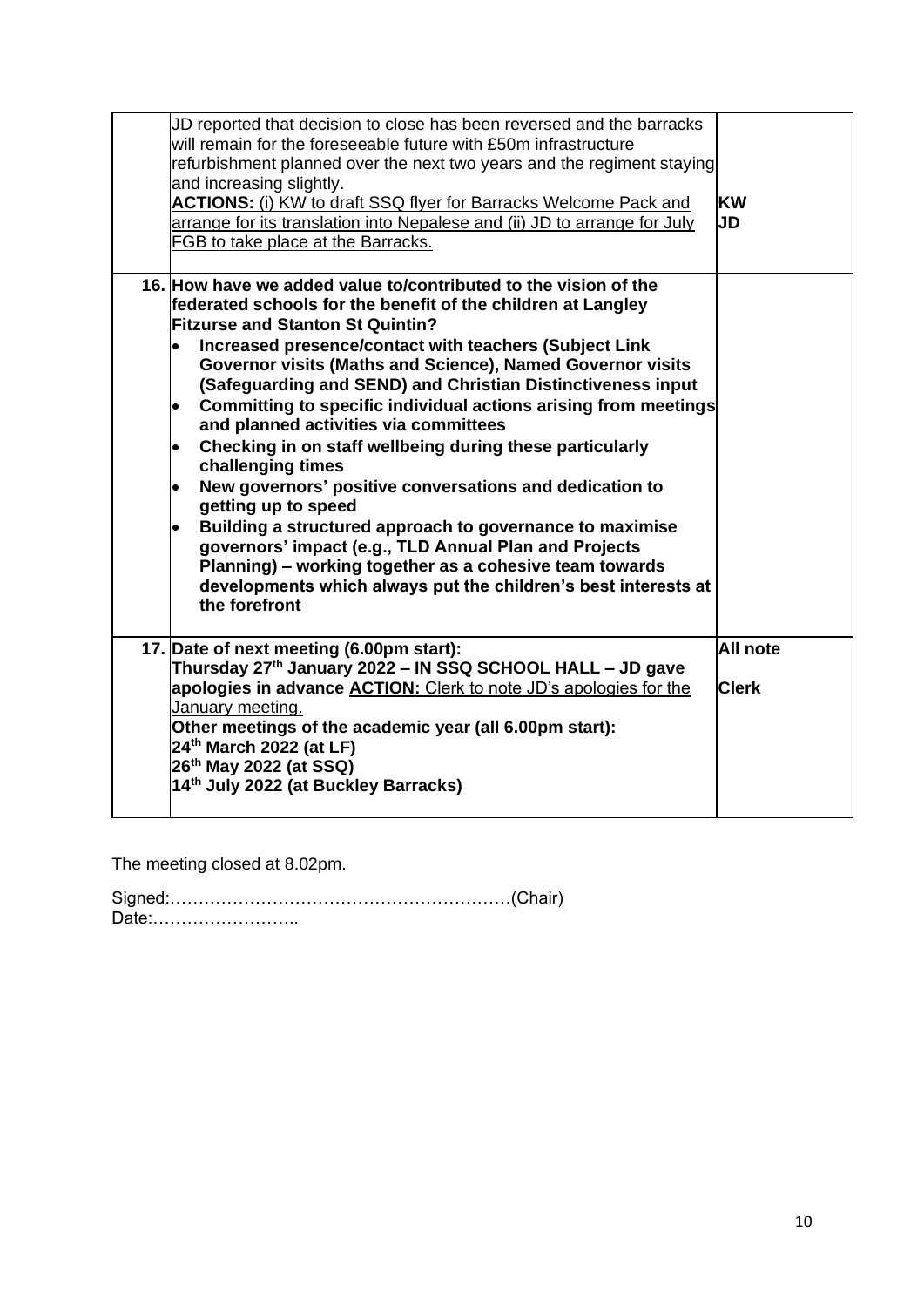| | | |
|---|---|---|
| | JD reported that decision to close has been reversed and the barracks will remain for the foreseeable future with £50m infrastructure refurbishment planned over the next two years and the regiment staying and increasing slightly.<br>**ACTIONS:** (i) KW to draft SSQ flyer for Barracks Welcome Pack and arrange for its translation into Nepalese and (ii) JD to arrange for July FGB to take place at the Barracks. | **KW**<br>**JD** |
| **16.** | **How have we added value to/contributed to the vision of the federated schools for the benefit of the children at Langley Fitzurse and Stanton St Quintin?**<br>• **Increased presence/contact with teachers (Subject Link Governor visits (Maths and Science), Named Governor visits (Safeguarding and SEND) and Christian Distinctiveness input**<br>• **Committing to specific individual actions arising from meetings and planned activities via committees**<br>• **Checking in on staff wellbeing during these particularly challenging times**<br>• **New governors' positive conversations and dedication to getting up to speed**<br>• **Building a structured approach to governance to maximise governors' impact (e.g., TLD Annual Plan and Projects Planning) – working together as a cohesive team towards developments which always put the children's best interests at the forefront** | |
| **17.** | **Date of next meeting (6.00pm start):**<br>**Thursday 27th January 2022 – IN SSQ SCHOOL HALL – JD gave apologies in advance** **ACTION:** Clerk to note JD's apologies for the January meeting.<br>**Other meetings of the academic year (all 6.00pm start):**<br>**24th March 2022 (at LF)**<br>**26th May 2022 (at SSQ)**<br>**14th July 2022 (at Buckley Barracks)** | **All note**<br><br>**Clerk** |

The meeting closed at 8.02pm.

Signed:……………………………………………………(Chair)
Date:……………………..